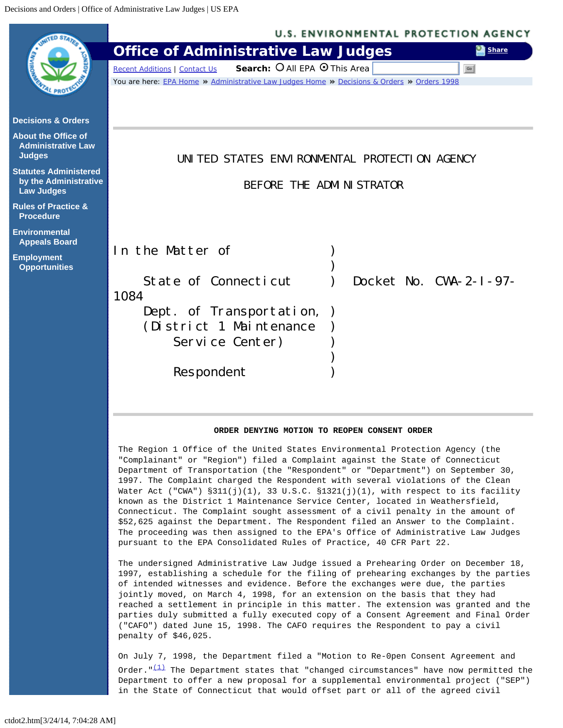UNITED STATES ENVIRONMENTAL PROTECTION AGENCY

BEFORE THE ADMINISTRATOR

```
In the Matter of                 )
                                 )
    State of Connecticut         )   Docket No. CWA-2-I-97-1084
    Dept. of Transportation,     )
    (District 1 Maintenance      )
        Service Center)          )
                                 )
        Respondent               )
```

**ORDER DENYING MOTION TO REOPEN CONSENT ORDER**

The Region 1 Office of the United States Environmental Protection Agency (the "Complainant" or "Region") filed a Complaint against the State of Connecticut Department of Transportation (the "Respondent" or "Department") on September 30, 1997. The Complaint charged the Respondent with several violations of the Clean Water Act ("CWA") §311(j)(1), 33 U.S.C. §1321(j)(1), with respect to its facility known as the District 1 Maintenance Service Center, located in Weathersfield, Connecticut. The Complaint sought assessment of a civil penalty in the amount of $52,625 against the Department. The Respondent filed an Answer to the Complaint. The proceeding was then assigned to the EPA's Office of Administrative Law Judges pursuant to the EPA Consolidated Rules of Practice, 40 CFR Part 22.

The undersigned Administrative Law Judge issued a Prehearing Order on December 18, 1997, establishing a schedule for the filing of prehearing exchanges by the parties of intended witnesses and evidence. Before the exchanges were due, the parties jointly moved, on March 4, 1998, for an extension on the basis that they had reached a settlement in principle in this matter. The extension was granted and the parties duly submitted a fully executed copy of a Consent Agreement and Final Order ("CAFO") dated June 15, 1998. The CAFO requires the Respondent to pay a civil penalty of $46,025.

On July 7, 1998, the Department filed a "Motion to Re-Open Consent Agreement and Order."[(1)] The Department states that "changed circumstances" have now permitted the Department to offer a new proposal for a supplemental environmental project ("SEP") in the State of Connecticut that would offset part or all of the agreed civil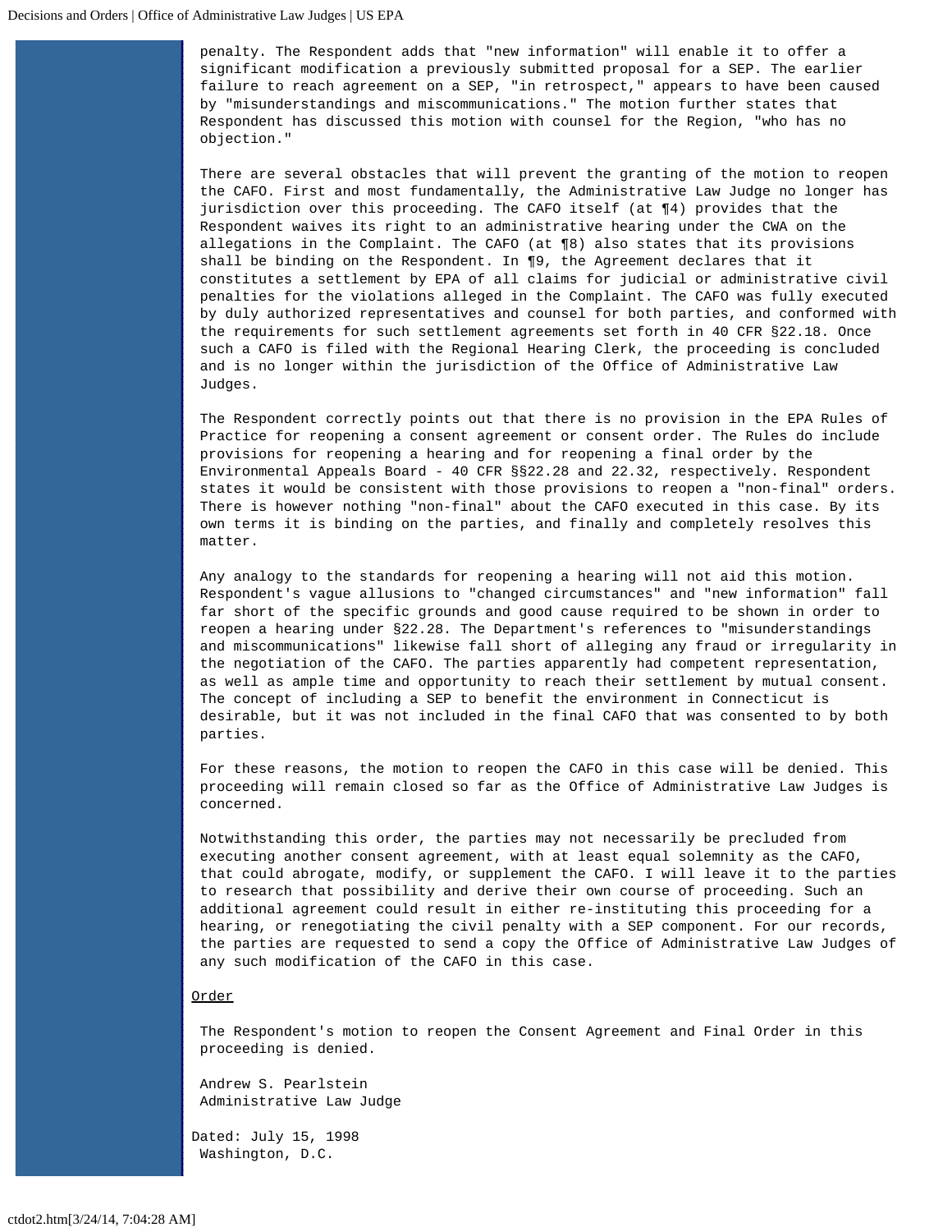penalty. The Respondent adds that "new information" will enable it to offer a significant modification a previously submitted proposal for a SEP. The earlier failure to reach agreement on a SEP, "in retrospect," appears to have been caused by "misunderstandings and miscommunications." The motion further states that Respondent has discussed this motion with counsel for the Region, "who has no objection."

There are several obstacles that will prevent the granting of the motion to reopen the CAFO. First and most fundamentally, the Administrative Law Judge no longer has jurisdiction over this proceeding. The CAFO itself (at ¶4) provides that the Respondent waives its right to an administrative hearing under the CWA on the allegations in the Complaint. The CAFO (at ¶8) also states that its provisions shall be binding on the Respondent. In ¶9, the Agreement declares that it constitutes a settlement by EPA of all claims for judicial or administrative civil penalties for the violations alleged in the Complaint. The CAFO was fully executed by duly authorized representatives and counsel for both parties, and conformed with the requirements for such settlement agreements set forth in 40 CFR §22.18. Once such a CAFO is filed with the Regional Hearing Clerk, the proceeding is concluded and is no longer within the jurisdiction of the Office of Administrative Law Judges.

The Respondent correctly points out that there is no provision in the EPA Rules of Practice for reopening a consent agreement or consent order. The Rules do include provisions for reopening a hearing and for reopening a final order by the Environmental Appeals Board - 40 CFR §§22.28 and 22.32, respectively. Respondent states it would be consistent with those provisions to reopen a "non-final" orders. There is however nothing "non-final" about the CAFO executed in this case. By its own terms it is binding on the parties, and finally and completely resolves this matter.

Any analogy to the standards for reopening a hearing will not aid this motion. Respondent's vague allusions to "changed circumstances" and "new information" fall far short of the specific grounds and good cause required to be shown in order to reopen a hearing under §22.28. The Department's references to "misunderstandings and miscommunications" likewise fall short of alleging any fraud or irregularity in the negotiation of the CAFO. The parties apparently had competent representation, as well as ample time and opportunity to reach their settlement by mutual consent. The concept of including a SEP to benefit the environment in Connecticut is desirable, but it was not included in the final CAFO that was consented to by both parties.

For these reasons, the motion to reopen the CAFO in this case will be denied. This proceeding will remain closed so far as the Office of Administrative Law Judges is concerned.

Notwithstanding this order, the parties may not necessarily be precluded from executing another consent agreement, with at least equal solemnity as the CAFO, that could abrogate, modify, or supplement the CAFO. I will leave it to the parties to research that possibility and derive their own course of proceeding. Such an additional agreement could result in either re-instituting this proceeding for a hearing, or renegotiating the civil penalty with a SEP component. For our records, the parties are requested to send a copy the Office of Administrative Law Judges of any such modification of the CAFO in this case.

## Order

The Respondent's motion to reopen the Consent Agreement and Final Order in this proceeding is denied.

Andrew S. Pearlstein
Administrative Law Judge

Dated: July 15, 1998
Washington, D.C.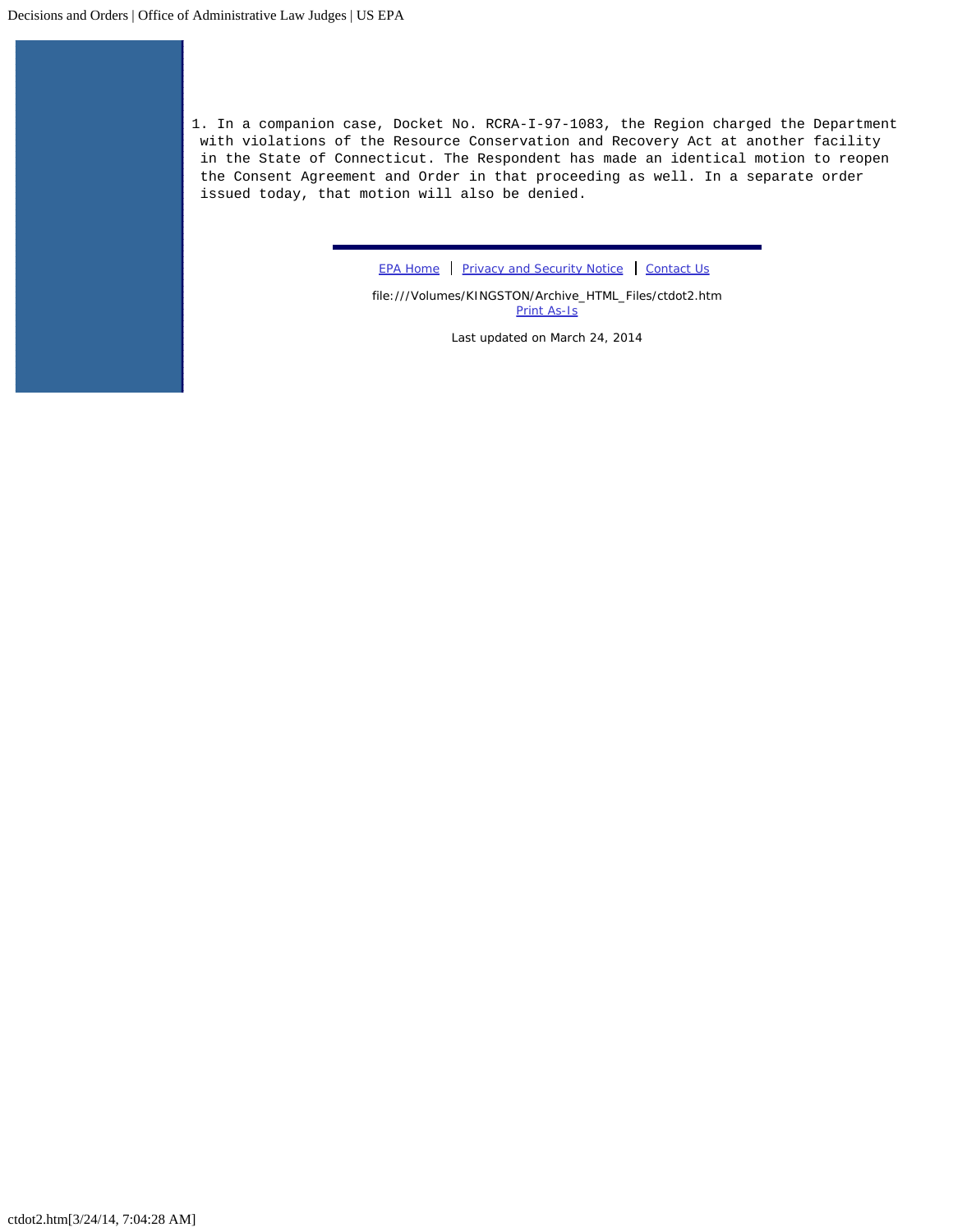1. In a companion case, Docket No. RCRA-I-97-1083, the Region charged the Department with violations of the Resource Conservation and Recovery Act at another facility in the State of Connecticut. The Respondent has made an identical motion to reopen the Consent Agreement and Order in that proceeding as well. In a separate order issued today, that motion will also be denied.

EPA Home | Privacy and Security Notice | Contact Us

file:///Volumes/KINGSTON/Archive_HTML_Files/ctdot2.htm
Print As-Is

Last updated on March 24, 2014